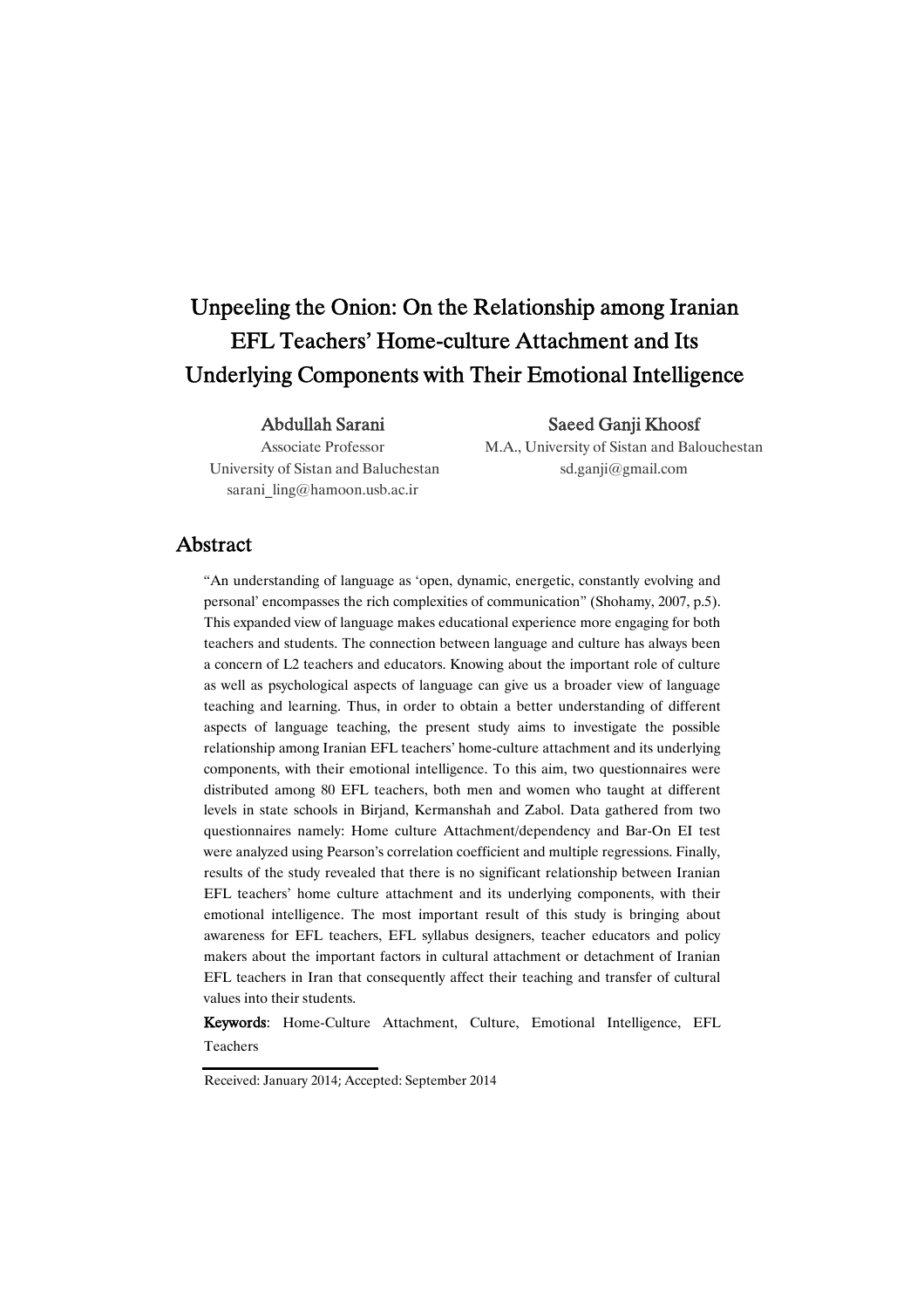# Unpeeling the Onion: On the Relationship among Iranian EFL Teachers' Home-culture Attachment and Its Underlying Components with Their Emotional Intelligence

**Abdullah Sarani**
Associate Professor
University of Sistan and Baluchestan
sarani_ling@hamoon.usb.ac.ir

**Saeed Ganji Khoosf**
M.A., University of Sistan and Balouchestan
sd.ganji@gmail.com

## Abstract

"An understanding of language as 'open, dynamic, energetic, constantly evolving and personal' encompasses the rich complexities of communication" (Shohamy, 2007, p.5). This expanded view of language makes educational experience more engaging for both teachers and students. The connection between language and culture has always been a concern of L2 teachers and educators. Knowing about the important role of culture as well as psychological aspects of language can give us a broader view of language teaching and learning. Thus, in order to obtain a better understanding of different aspects of language teaching, the present study aims to investigate the possible relationship among Iranian EFL teachers' home-culture attachment and its underlying components, with their emotional intelligence. To this aim, two questionnaires were distributed among 80 EFL teachers, both men and women who taught at different levels in state schools in Birjand, Kermanshah and Zabol. Data gathered from two questionnaires namely: Home culture Attachment/dependency and Bar-On EI test were analyzed using Pearson's correlation coefficient and multiple regressions. Finally, results of the study revealed that there is no significant relationship between Iranian EFL teachers' home culture attachment and its underlying components, with their emotional intelligence. The most important result of this study is bringing about awareness for EFL teachers, EFL syllabus designers, teacher educators and policy makers about the important factors in cultural attachment or detachment of Iranian EFL teachers in Iran that consequently affect their teaching and transfer of cultural values into their students.

**Keywords**: Home-Culture Attachment, Culture, Emotional Intelligence, EFL Teachers

---

Received: January 2014; Accepted: September 2014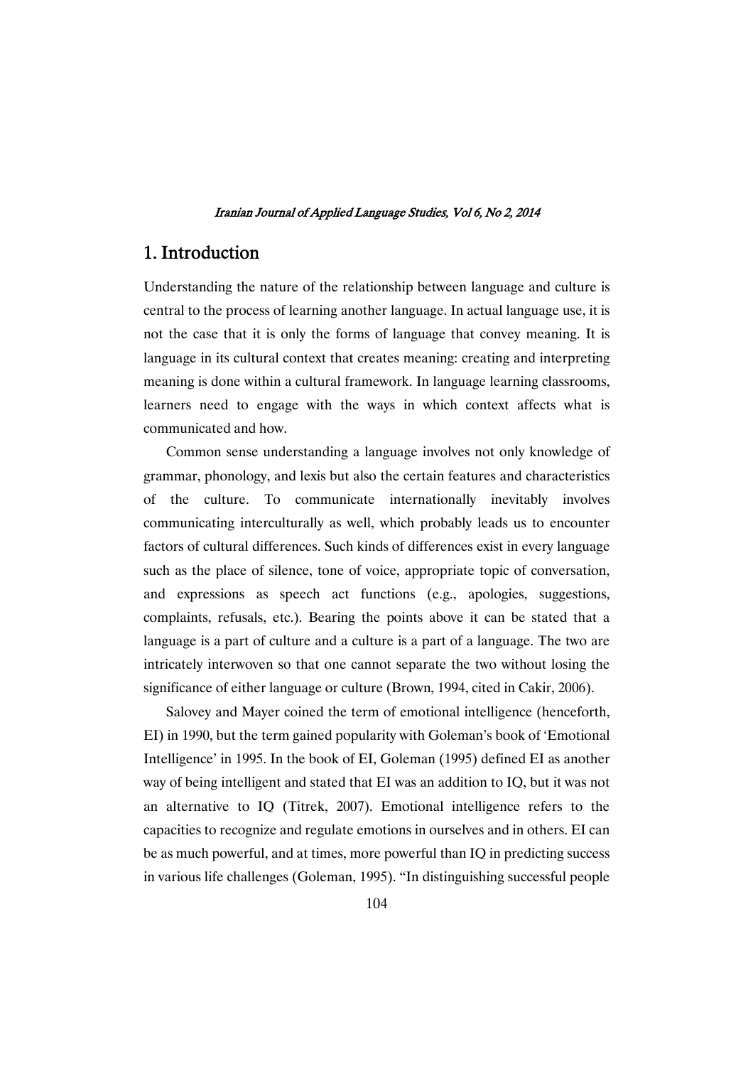# 1. Introduction

Understanding the nature of the relationship between language and culture is central to the process of learning another language. In actual language use, it is not the case that it is only the forms of language that convey meaning. It is language in its cultural context that creates meaning: creating and interpreting meaning is done within a cultural framework. In language learning classrooms, learners need to engage with the ways in which context affects what is communicated and how.

Common sense understanding a language involves not only knowledge of grammar, phonology, and lexis but also the certain features and characteristics of the culture. To communicate internationally inevitably involves communicating interculturally as well, which probably leads us to encounter factors of cultural differences. Such kinds of differences exist in every language such as the place of silence, tone of voice, appropriate topic of conversation, and expressions as speech act functions (e.g., apologies, suggestions, complaints, refusals, etc.). Bearing the points above it can be stated that a language is a part of culture and a culture is a part of a language. The two are intricately interwoven so that one cannot separate the two without losing the significance of either language or culture (Brown, 1994, cited in Cakir, 2006).

Salovey and Mayer coined the term of emotional intelligence (henceforth, EI) in 1990, but the term gained popularity with Goleman's book of 'Emotional Intelligence' in 1995. In the book of EI, Goleman (1995) defined EI as another way of being intelligent and stated that EI was an addition to IQ, but it was not an alternative to IQ (Titrek, 2007). Emotional intelligence refers to the capacities to recognize and regulate emotions in ourselves and in others. EI can be as much powerful, and at times, more powerful than IQ in predicting success in various life challenges (Goleman, 1995). "In distinguishing successful people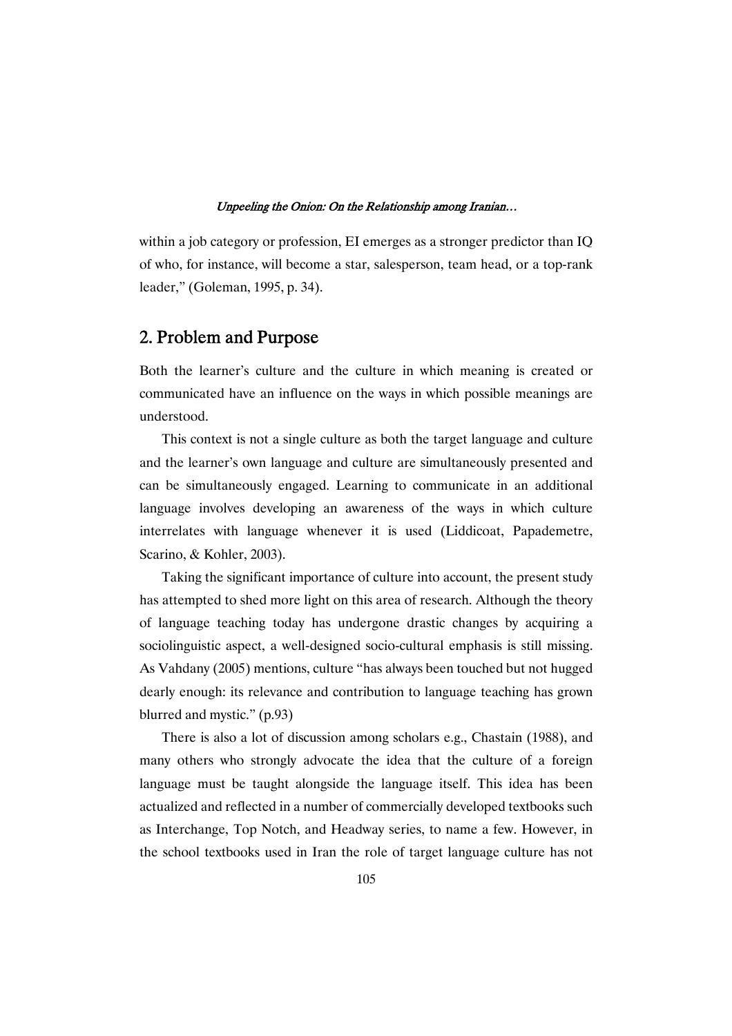within a job category or profession, EI emerges as a stronger predictor than IQ of who, for instance, will become a star, salesperson, team head, or a top-rank leader," (Goleman, 1995, p. 34).

## 2. Problem and Purpose

Both the learner's culture and the culture in which meaning is created or communicated have an influence on the ways in which possible meanings are understood.

This context is not a single culture as both the target language and culture and the learner's own language and culture are simultaneously presented and can be simultaneously engaged. Learning to communicate in an additional language involves developing an awareness of the ways in which culture interrelates with language whenever it is used (Liddicoat, Papademetre, Scarino, & Kohler, 2003).

Taking the significant importance of culture into account, the present study has attempted to shed more light on this area of research. Although the theory of language teaching today has undergone drastic changes by acquiring a sociolinguistic aspect, a well-designed socio-cultural emphasis is still missing. As Vahdany (2005) mentions, culture "has always been touched but not hugged dearly enough: its relevance and contribution to language teaching has grown blurred and mystic." (p.93)

There is also a lot of discussion among scholars e.g., Chastain (1988), and many others who strongly advocate the idea that the culture of a foreign language must be taught alongside the language itself. This idea has been actualized and reflected in a number of commercially developed textbooks such as Interchange, Top Notch, and Headway series, to name a few. However, in the school textbooks used in Iran the role of target language culture has not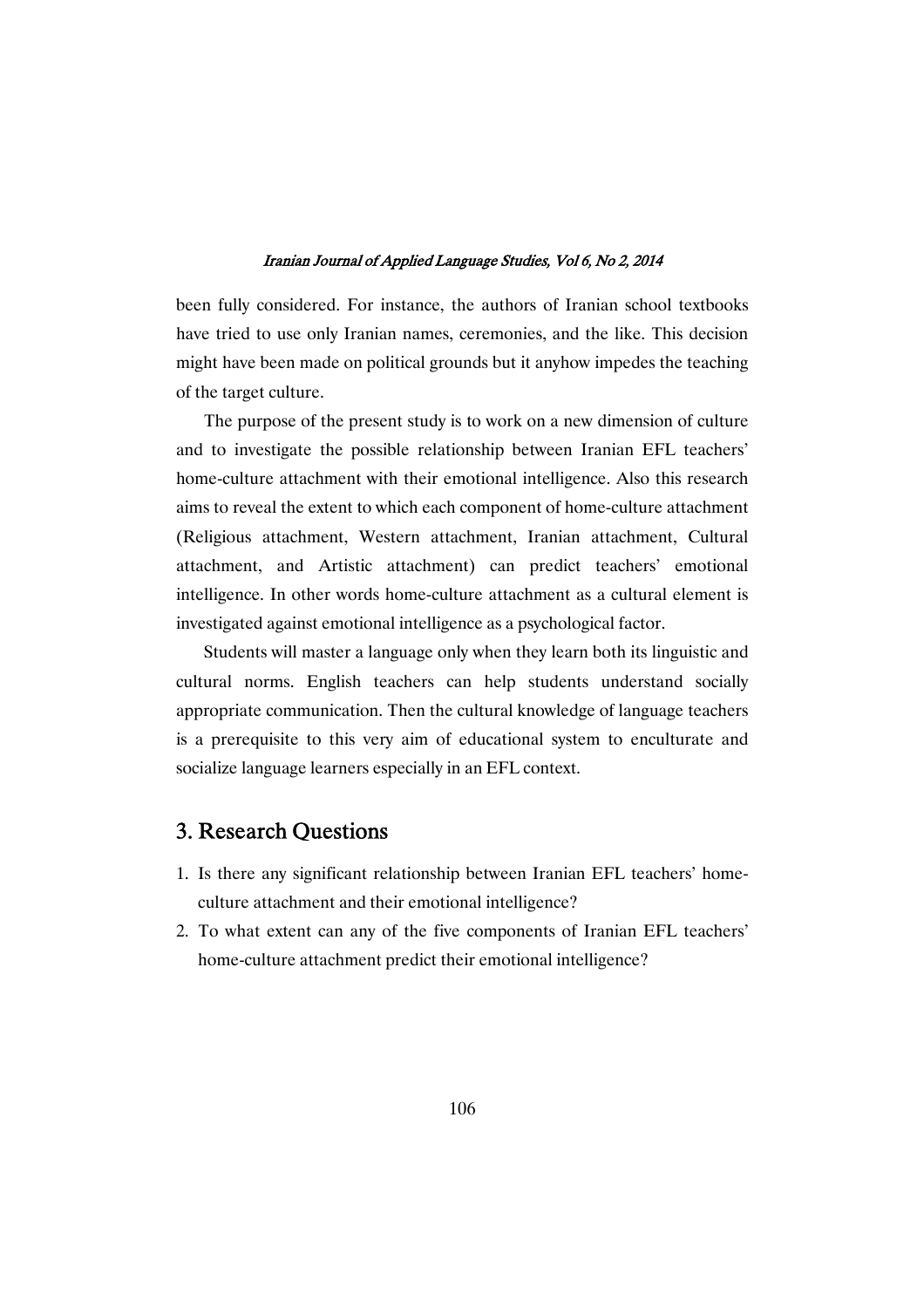been fully considered. For instance, the authors of Iranian school textbooks have tried to use only Iranian names, ceremonies, and the like. This decision might have been made on political grounds but it anyhow impedes the teaching of the target culture.

The purpose of the present study is to work on a new dimension of culture and to investigate the possible relationship between Iranian EFL teachers' home-culture attachment with their emotional intelligence. Also this research aims to reveal the extent to which each component of home-culture attachment (Religious attachment, Western attachment, Iranian attachment, Cultural attachment, and Artistic attachment) can predict teachers' emotional intelligence. In other words home-culture attachment as a cultural element is investigated against emotional intelligence as a psychological factor.

Students will master a language only when they learn both its linguistic and cultural norms. English teachers can help students understand socially appropriate communication. Then the cultural knowledge of language teachers is a prerequisite to this very aim of educational system to enculturate and socialize language learners especially in an EFL context.

## 3. Research Questions

1. Is there any significant relationship between Iranian EFL teachers' home-culture attachment and their emotional intelligence?
2. To what extent can any of the five components of Iranian EFL teachers' home-culture attachment predict their emotional intelligence?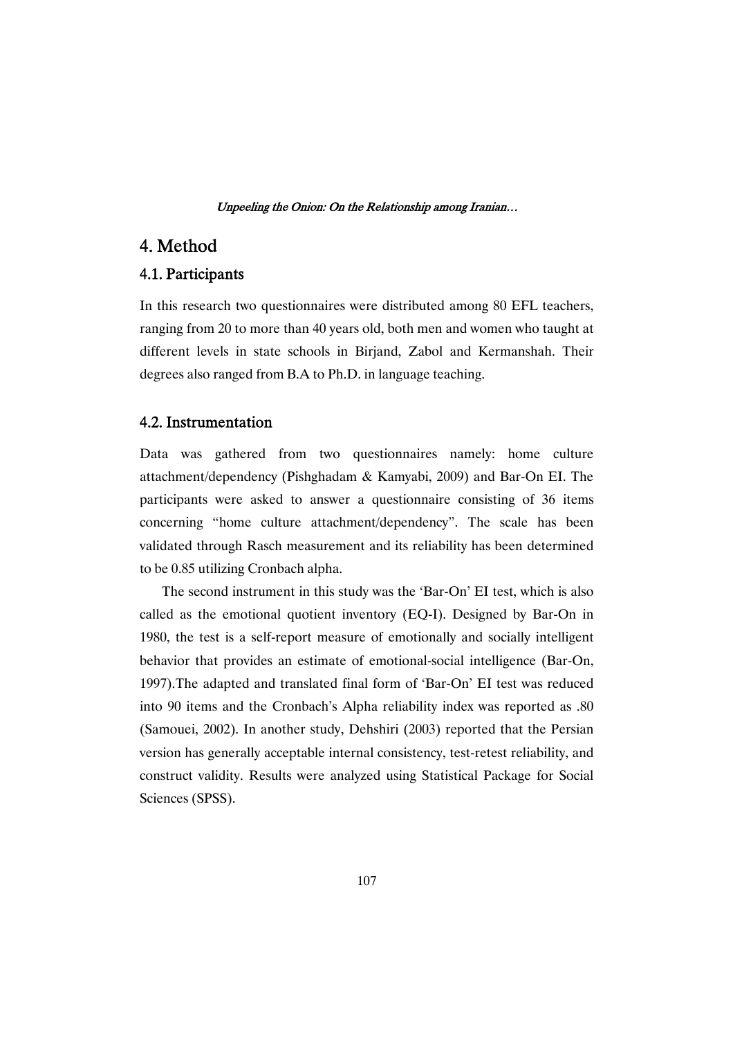# 4. Method

## 4.1. Participants

In this research two questionnaires were distributed among 80 EFL teachers, ranging from 20 to more than 40 years old, both men and women who taught at different levels in state schools in Birjand, Zabol and Kermanshah. Their degrees also ranged from B.A to Ph.D. in language teaching.

## 4.2. Instrumentation

Data was gathered from two questionnaires namely: home culture attachment/dependency (Pishghadam & Kamyabi, 2009) and Bar-On EI. The participants were asked to answer a questionnaire consisting of 36 items concerning "home culture attachment/dependency". The scale has been validated through Rasch measurement and its reliability has been determined to be 0.85 utilizing Cronbach alpha.

The second instrument in this study was the 'Bar-On' EI test, which is also called as the emotional quotient inventory (EQ-I). Designed by Bar-On in 1980, the test is a self-report measure of emotionally and socially intelligent behavior that provides an estimate of emotional-social intelligence (Bar-On, 1997).The adapted and translated final form of 'Bar-On' EI test was reduced into 90 items and the Cronbach's Alpha reliability index was reported as .80 (Samouei, 2002). In another study, Dehshiri (2003) reported that the Persian version has generally acceptable internal consistency, test-retest reliability, and construct validity. Results were analyzed using Statistical Package for Social Sciences (SPSS).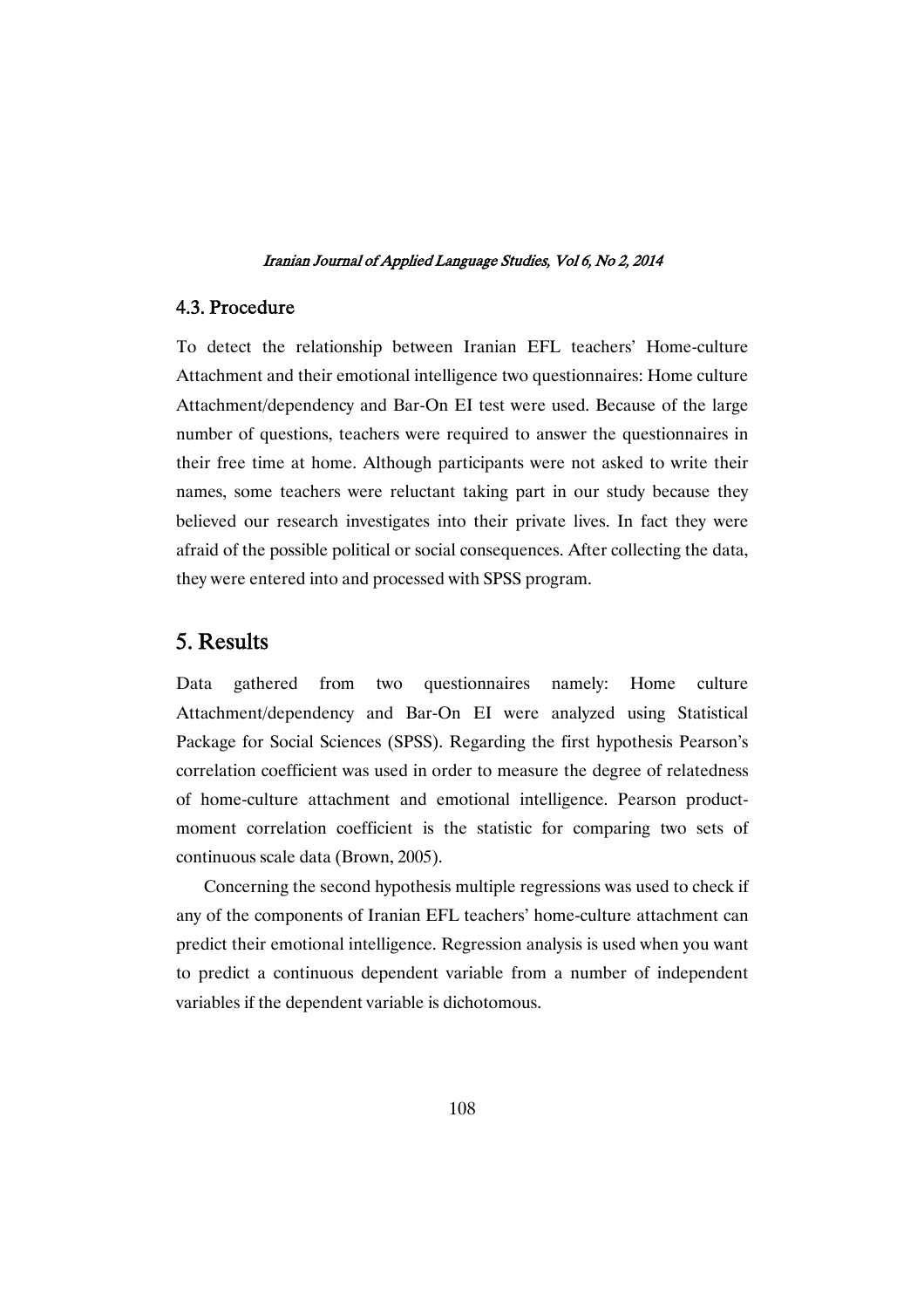### 4.3. Procedure

To detect the relationship between Iranian EFL teachers' Home-culture Attachment and their emotional intelligence two questionnaires: Home culture Attachment/dependency and Bar-On EI test were used. Because of the large number of questions, teachers were required to answer the questionnaires in their free time at home. Although participants were not asked to write their names, some teachers were reluctant taking part in our study because they believed our research investigates into their private lives. In fact they were afraid of the possible political or social consequences. After collecting the data, they were entered into and processed with SPSS program.

## 5. Results

Data gathered from two questionnaires namely: Home culture Attachment/dependency and Bar-On EI were analyzed using Statistical Package for Social Sciences (SPSS). Regarding the first hypothesis Pearson's correlation coefficient was used in order to measure the degree of relatedness of home-culture attachment and emotional intelligence. Pearson product-moment correlation coefficient is the statistic for comparing two sets of continuous scale data (Brown, 2005).

Concerning the second hypothesis multiple regressions was used to check if any of the components of Iranian EFL teachers' home-culture attachment can predict their emotional intelligence. Regression analysis is used when you want to predict a continuous dependent variable from a number of independent variables if the dependent variable is dichotomous.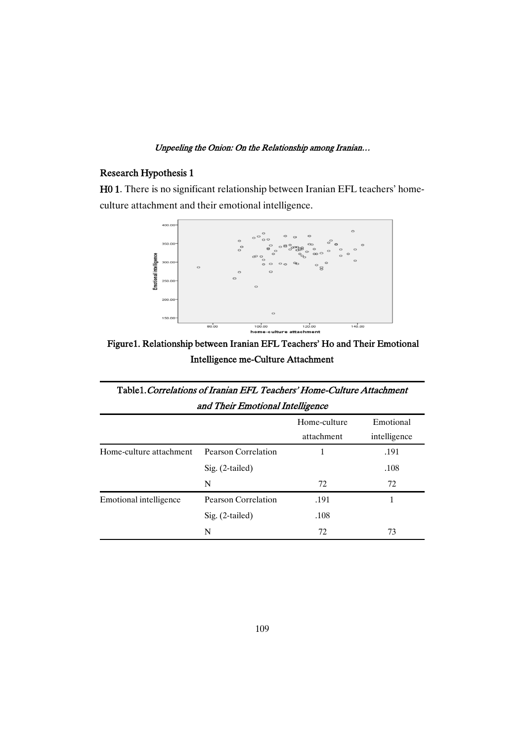### Research Hypothesis 1

**H0 1**. There is no significant relationship between Iranian EFL teachers' home-culture attachment and their emotional intelligence.

**Figure1. Relationship between Iranian EFL Teachers' Ho and Their Emotional Intelligence me-Culture Attachment**

**Table1.** ***Correlations of Iranian EFL Teachers' Home-Culture Attachment and Their Emotional Intelligence***

| | | Home-culture attachment | Emotional intelligence |
|---|---|---|---|
| Home-culture attachment | Pearson Correlation | 1 | .191 |
| | Sig. (2-tailed) | | .108 |
| | N | 72 | 72 |
| Emotional intelligence | Pearson Correlation | .191 | 1 |
| | Sig. (2-tailed) | .108 | |
| | N | 72 | 73 |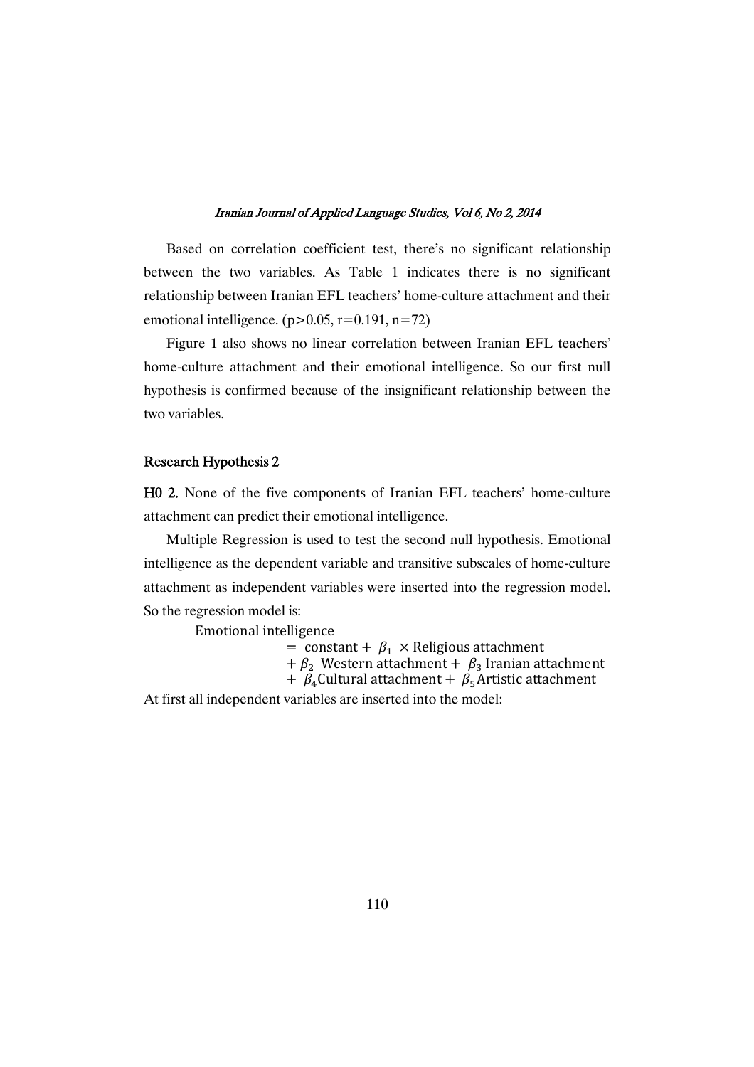Based on correlation coefficient test, there's no significant relationship between the two variables. As Table 1 indicates there is no significant relationship between Iranian EFL teachers' home-culture attachment and their emotional intelligence. ($p>0.05$, $r=0.191$, $n=72$)

Figure 1 also shows no linear correlation between Iranian EFL teachers' home-culture attachment and their emotional intelligence. So our first null hypothesis is confirmed because of the insignificant relationship between the two variables.

### Research Hypothesis 2

**H0 2.** None of the five components of Iranian EFL teachers' home-culture attachment can predict their emotional intelligence.

Multiple Regression is used to test the second null hypothesis. Emotional intelligence as the dependent variable and transitive subscales of home-culture attachment as independent variables were inserted into the regression model. So the regression model is:

$$\begin{aligned}\text{Emotional intelligence} &= \text{constant} + \beta_1 \times \text{Religious attachment} \\ &+ \beta_2 \text{ Western attachment} + \beta_3 \text{ Iranian attachment} \\ &+ \beta_4 \text{Cultural attachment} + \beta_5 \text{Artistic attachment}\end{aligned}$$

At first all independent variables are inserted into the model: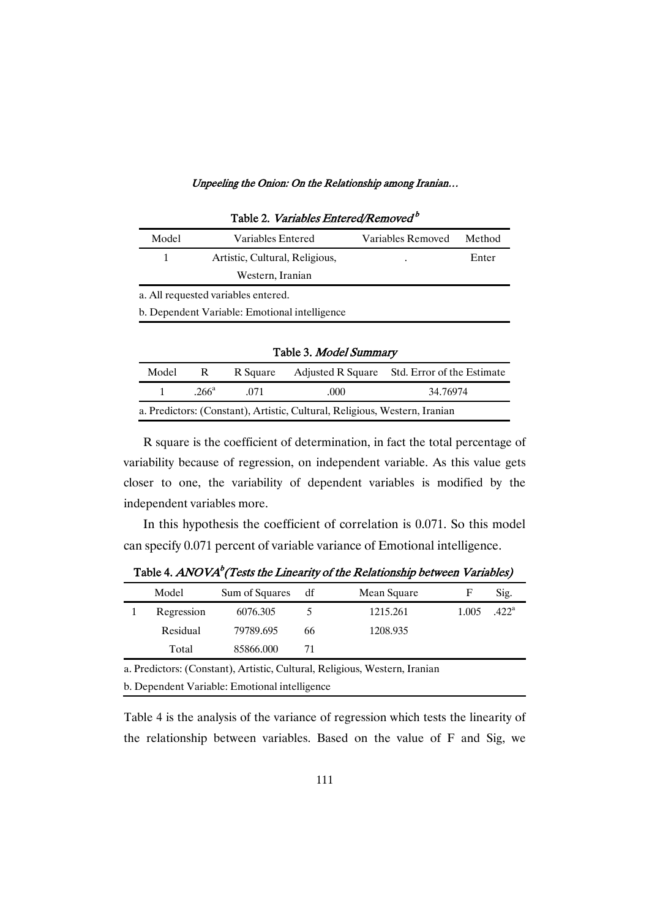Table 2. *Variables Entered/Removed*[b]

| Model | Variables Entered | Variables Removed | Method |
|---|---|---|---|
| 1 | Artistic, Cultural, Religious, Western, Iranian | . | Enter |

a. All requested variables entered.

b. Dependent Variable: Emotional intelligence

Table 3. *Model Summary*

| Model | R | R Square | Adjusted R Square | Std. Error of the Estimate |
|---|---|---|---|---|
| 1 | .266[a] | .071 | .000 | 34.76974 |

a. Predictors: (Constant), Artistic, Cultural, Religious, Western, Iranian

R square is the coefficient of determination, in fact the total percentage of variability because of regression, on independent variable. As this value gets closer to one, the variability of dependent variables is modified by the independent variables more.

In this hypothesis the coefficient of correlation is 0.071. So this model can specify 0.071 percent of variable variance of Emotional intelligence.

Table 4. *ANOVA*[b] *(Tests the Linearity of the Relationship between Variables)*

| | Model | Sum of Squares | df | Mean Square | F | Sig. |
|---|---|---|---|---|---|---|
| 1 | Regression | 6076.305 | 5 | 1215.261 | 1.005 | .422[a] |
| | Residual | 79789.695 | 66 | 1208.935 | | |
| | Total | 85866.000 | 71 | | | |

a. Predictors: (Constant), Artistic, Cultural, Religious, Western, Iranian

b. Dependent Variable: Emotional intelligence

Table 4 is the analysis of the variance of regression which tests the linearity of the relationship between variables. Based on the value of F and Sig, we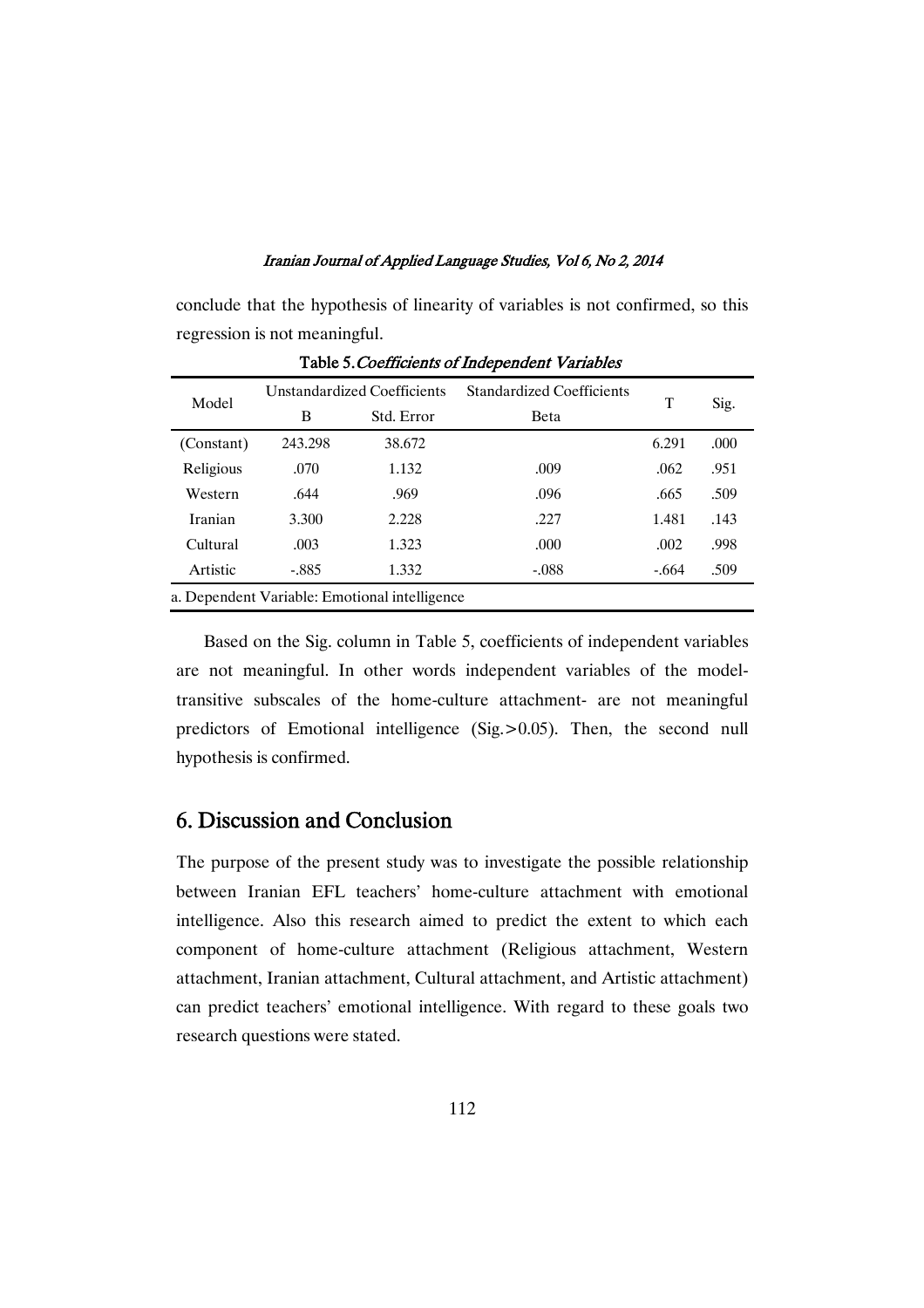conclude that the hypothesis of linearity of variables is not confirmed, so this regression is not meaningful.

Table 5. *Coefficients of Independent Variables*

| Model | Unstandardized Coefficients | | Standardized Coefficients | T | Sig. |
|---|---|---|---|---|---|
| | B | Std. Error | Beta | | |
| (Constant) | 243.298 | 38.672 | | 6.291 | .000 |
| Religious | .070 | 1.132 | .009 | .062 | .951 |
| Western | .644 | .969 | .096 | .665 | .509 |
| Iranian | 3.300 | 2.228 | .227 | 1.481 | .143 |
| Cultural | .003 | 1.323 | .000 | .002 | .998 |
| Artistic | -.885 | 1.332 | -.088 | -.664 | .509 |

a. Dependent Variable: Emotional intelligence

Based on the Sig. column in Table 5, coefficients of independent variables are not meaningful. In other words independent variables of the model-transitive subscales of the home-culture attachment- are not meaningful predictors of Emotional intelligence (Sig.>0.05). Then, the second null hypothesis is confirmed.

## 6. Discussion and Conclusion

The purpose of the present study was to investigate the possible relationship between Iranian EFL teachers' home-culture attachment with emotional intelligence. Also this research aimed to predict the extent to which each component of home-culture attachment (Religious attachment, Western attachment, Iranian attachment, Cultural attachment, and Artistic attachment) can predict teachers' emotional intelligence. With regard to these goals two research questions were stated.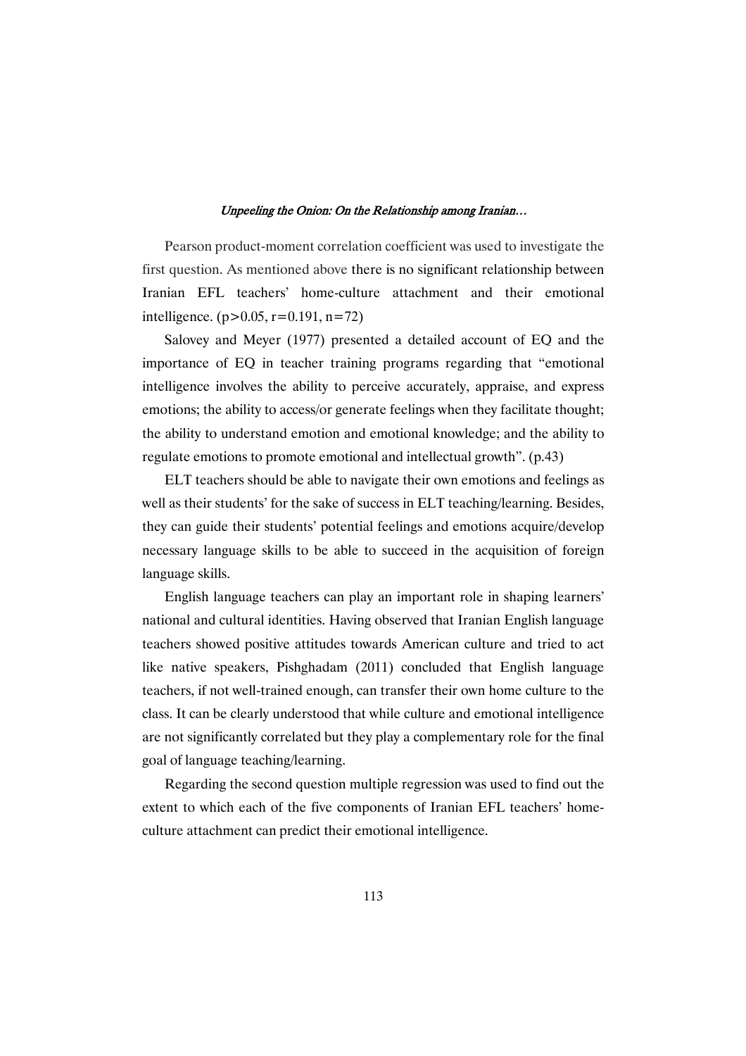Pearson product-moment correlation coefficient was used to investigate the first question. As mentioned above there is no significant relationship between Iranian EFL teachers' home-culture attachment and their emotional intelligence. ($p>0.05$, $r=0.191$, $n=72$)

Salovey and Meyer (1977) presented a detailed account of EQ and the importance of EQ in teacher training programs regarding that "emotional intelligence involves the ability to perceive accurately, appraise, and express emotions; the ability to access/or generate feelings when they facilitate thought; the ability to understand emotion and emotional knowledge; and the ability to regulate emotions to promote emotional and intellectual growth". (p.43)

ELT teachers should be able to navigate their own emotions and feelings as well as their students' for the sake of success in ELT teaching/learning. Besides, they can guide their students' potential feelings and emotions acquire/develop necessary language skills to be able to succeed in the acquisition of foreign language skills.

English language teachers can play an important role in shaping learners' national and cultural identities. Having observed that Iranian English language teachers showed positive attitudes towards American culture and tried to act like native speakers, Pishghadam (2011) concluded that English language teachers, if not well-trained enough, can transfer their own home culture to the class. It can be clearly understood that while culture and emotional intelligence are not significantly correlated but they play a complementary role for the final goal of language teaching/learning.

Regarding the second question multiple regression was used to find out the extent to which each of the five components of Iranian EFL teachers' home-culture attachment can predict their emotional intelligence.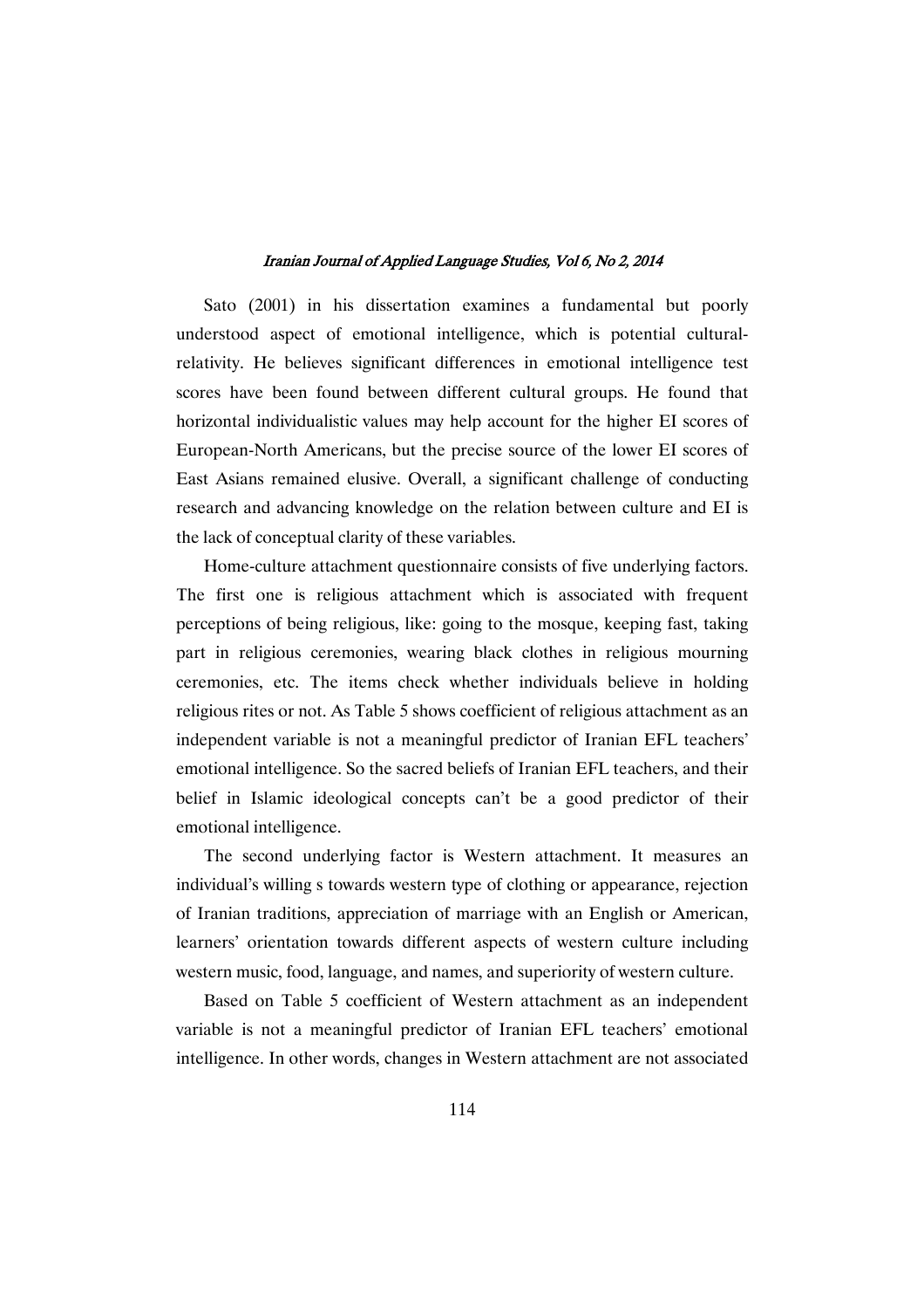Sato (2001) in his dissertation examines a fundamental but poorly understood aspect of emotional intelligence, which is potential cultural-relativity. He believes significant differences in emotional intelligence test scores have been found between different cultural groups. He found that horizontal individualistic values may help account for the higher EI scores of European-North Americans, but the precise source of the lower EI scores of East Asians remained elusive. Overall, a significant challenge of conducting research and advancing knowledge on the relation between culture and EI is the lack of conceptual clarity of these variables.

Home-culture attachment questionnaire consists of five underlying factors. The first one is religious attachment which is associated with frequent perceptions of being religious, like: going to the mosque, keeping fast, taking part in religious ceremonies, wearing black clothes in religious mourning ceremonies, etc. The items check whether individuals believe in holding religious rites or not. As Table 5 shows coefficient of religious attachment as an independent variable is not a meaningful predictor of Iranian EFL teachers' emotional intelligence. So the sacred beliefs of Iranian EFL teachers, and their belief in Islamic ideological concepts can't be a good predictor of their emotional intelligence.

The second underlying factor is Western attachment. It measures an individual's willing s towards western type of clothing or appearance, rejection of Iranian traditions, appreciation of marriage with an English or American, learners' orientation towards different aspects of western culture including western music, food, language, and names, and superiority of western culture.

Based on Table 5 coefficient of Western attachment as an independent variable is not a meaningful predictor of Iranian EFL teachers' emotional intelligence. In other words, changes in Western attachment are not associated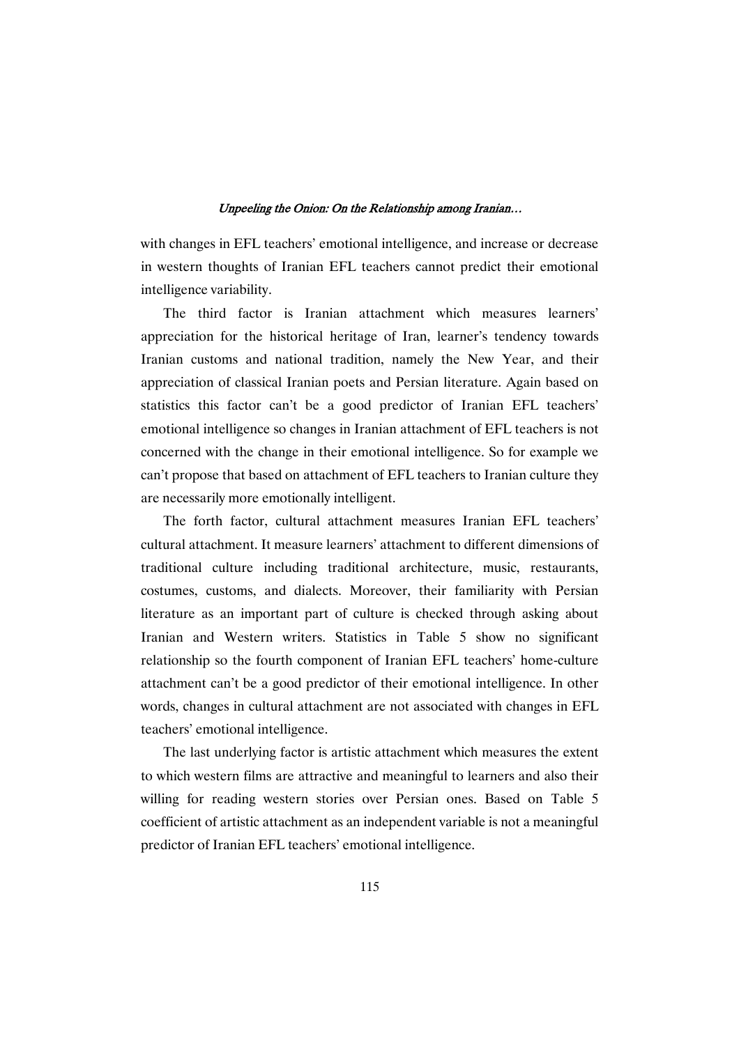with changes in EFL teachers' emotional intelligence, and increase or decrease in western thoughts of Iranian EFL teachers cannot predict their emotional intelligence variability.

The third factor is Iranian attachment which measures learners' appreciation for the historical heritage of Iran, learner's tendency towards Iranian customs and national tradition, namely the New Year, and their appreciation of classical Iranian poets and Persian literature. Again based on statistics this factor can't be a good predictor of Iranian EFL teachers' emotional intelligence so changes in Iranian attachment of EFL teachers is not concerned with the change in their emotional intelligence. So for example we can't propose that based on attachment of EFL teachers to Iranian culture they are necessarily more emotionally intelligent.

The forth factor, cultural attachment measures Iranian EFL teachers' cultural attachment. It measure learners' attachment to different dimensions of traditional culture including traditional architecture, music, restaurants, costumes, customs, and dialects. Moreover, their familiarity with Persian literature as an important part of culture is checked through asking about Iranian and Western writers. Statistics in Table 5 show no significant relationship so the fourth component of Iranian EFL teachers' home-culture attachment can't be a good predictor of their emotional intelligence. In other words, changes in cultural attachment are not associated with changes in EFL teachers' emotional intelligence.

The last underlying factor is artistic attachment which measures the extent to which western films are attractive and meaningful to learners and also their willing for reading western stories over Persian ones. Based on Table 5 coefficient of artistic attachment as an independent variable is not a meaningful predictor of Iranian EFL teachers' emotional intelligence.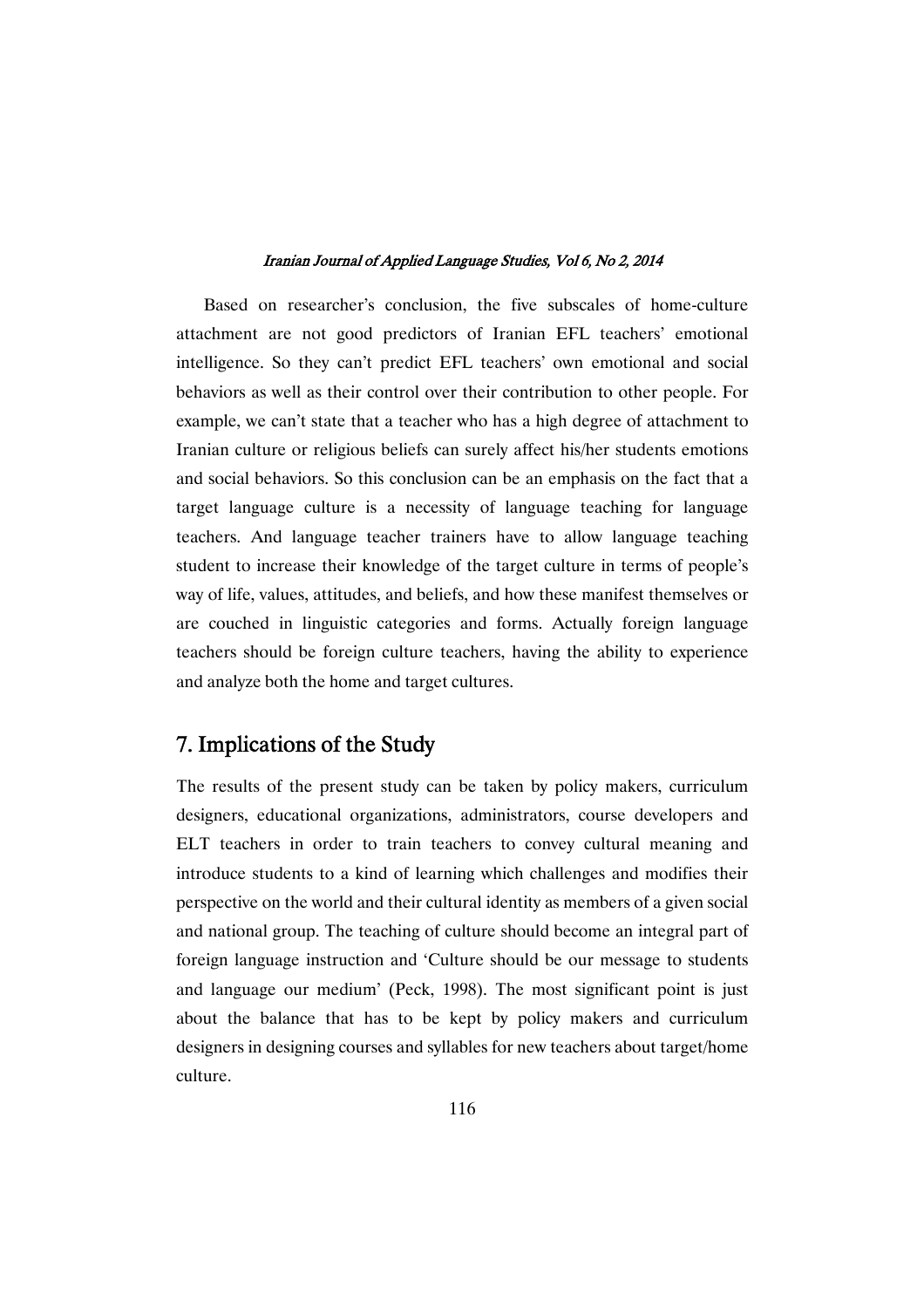Based on researcher's conclusion, the five subscales of home-culture attachment are not good predictors of Iranian EFL teachers' emotional intelligence. So they can't predict EFL teachers' own emotional and social behaviors as well as their control over their contribution to other people. For example, we can't state that a teacher who has a high degree of attachment to Iranian culture or religious beliefs can surely affect his/her students emotions and social behaviors. So this conclusion can be an emphasis on the fact that a target language culture is a necessity of language teaching for language teachers. And language teacher trainers have to allow language teaching student to increase their knowledge of the target culture in terms of people's way of life, values, attitudes, and beliefs, and how these manifest themselves or are couched in linguistic categories and forms. Actually foreign language teachers should be foreign culture teachers, having the ability to experience and analyze both the home and target cultures.

## 7. Implications of the Study

The results of the present study can be taken by policy makers, curriculum designers, educational organizations, administrators, course developers and ELT teachers in order to train teachers to convey cultural meaning and introduce students to a kind of learning which challenges and modifies their perspective on the world and their cultural identity as members of a given social and national group. The teaching of culture should become an integral part of foreign language instruction and 'Culture should be our message to students and language our medium' (Peck, 1998). The most significant point is just about the balance that has to be kept by policy makers and curriculum designers in designing courses and syllables for new teachers about target/home culture.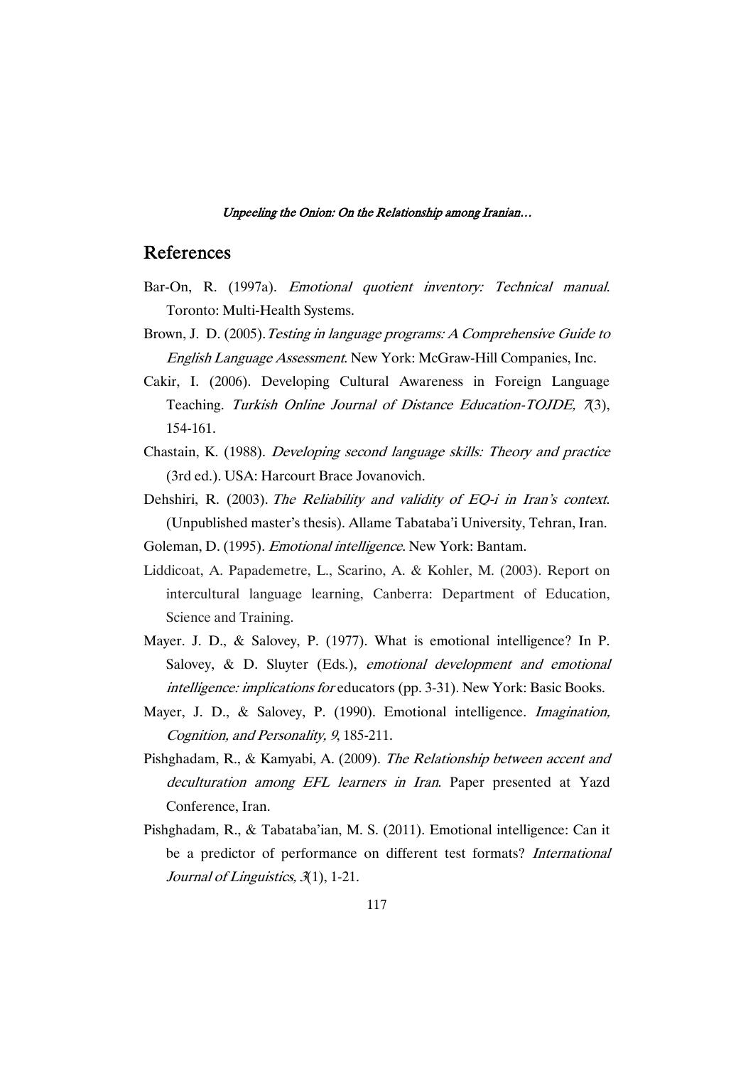## References

Bar-On, R. (1997a). *Emotional quotient inventory: Technical manual*. Toronto: Multi-Health Systems.

Brown, J. D. (2005). *Testing in language programs: A Comprehensive Guide to English Language Assessment*. New York: McGraw-Hill Companies, Inc.

Cakir, I. (2006). Developing Cultural Awareness in Foreign Language Teaching. *Turkish Online Journal of Distance Education-TOJDE, 7*(3), 154-161.

Chastain, K. (1988). *Developing second language skills: Theory and practice* (3rd ed.). USA: Harcourt Brace Jovanovich.

Dehshiri, R. (2003). *The Reliability and validity of EQ-i in Iran's context*. (Unpublished master's thesis). Allame Tabataba'i University, Tehran, Iran.

Goleman, D. (1995). *Emotional intelligence*. New York: Bantam.

Liddicoat, A. Papademetre, L., Scarino, A. & Kohler, M. (2003). Report on intercultural language learning, Canberra: Department of Education, Science and Training.

Mayer. J. D., & Salovey, P. (1977). What is emotional intelligence? In P. Salovey, & D. Sluyter (Eds.), *emotional development and emotional intelligence: implications for* educators (pp. 3-31). New York: Basic Books.

Mayer, J. D., & Salovey, P. (1990). Emotional intelligence. *Imagination, Cognition, and Personality, 9*, 185-211.

Pishghadam, R., & Kamyabi, A. (2009). *The Relationship between accent and deculturation among EFL learners in Iran*. Paper presented at Yazd Conference, Iran.

Pishghadam, R., & Tabataba'ian, M. S. (2011). Emotional intelligence: Can it be a predictor of performance on different test formats? *International Journal of Linguistics, 3*(1), 1-21.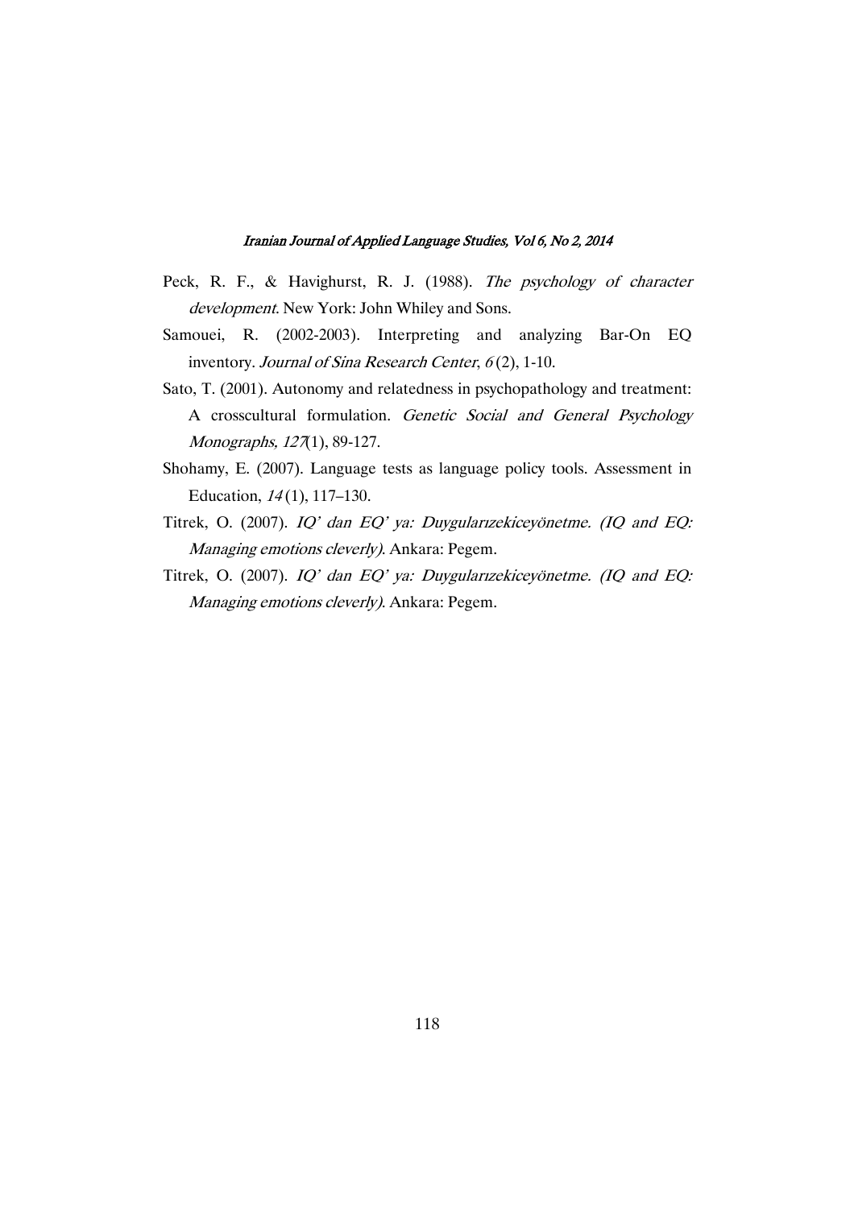Peck, R. F., & Havighurst, R. J. (1988). *The psychology of character development*. New York: John Whiley and Sons.

Samouei, R. (2002-2003). Interpreting and analyzing Bar-On EQ inventory. *Journal of Sina Research Center*, *6* (2), 1-10.

Sato, T. (2001). Autonomy and relatedness in psychopathology and treatment: A crosscultural formulation. *Genetic Social and General Psychology Monographs, 127*(1), 89-127.

Shohamy, E. (2007). Language tests as language policy tools. Assessment in Education, *14* (1), 117–130.

Titrek, O. (2007). *IQ' dan EQ' ya: Duygularızekiceyönetme. (IQ and EQ: Managing emotions cleverly)*. Ankara: Pegem.

Titrek, O. (2007). *IQ' dan EQ' ya: Duygularızekiceyönetme. (IQ and EQ: Managing emotions cleverly)*. Ankara: Pegem.